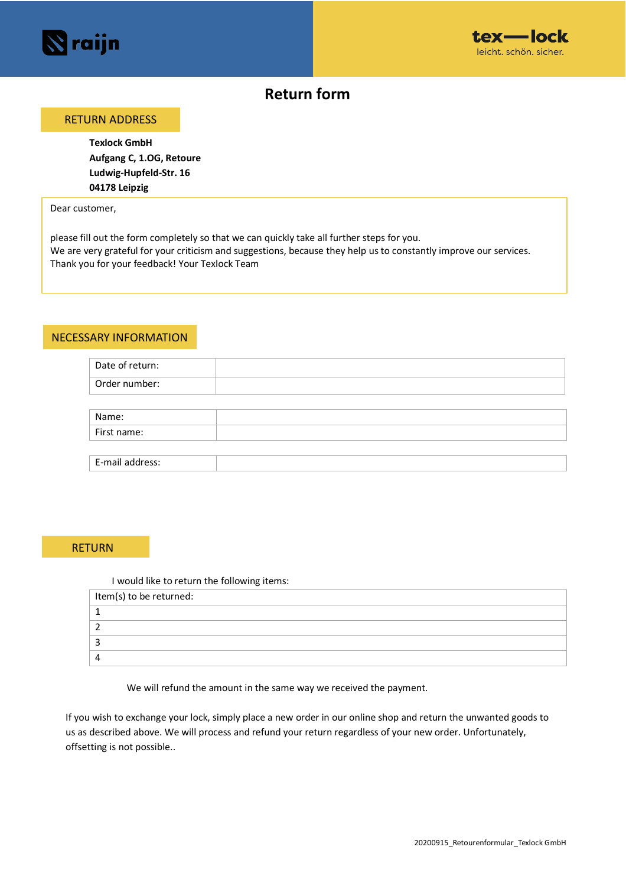raijn

tex—lock
leicht. schön. sicher.

# Return form

## RETURN ADDRESS

**Texlock GmbH**
**Aufgang C, 1.OG, Retoure**
**Ludwig-Hupfeld-Str. 16**
**04178 Leipzig**

Dear customer,

please fill out the form completely so that we can quickly take all further steps for you.
We are very grateful for your criticism and suggestions, because they help us to constantly improve our services.
Thank you for your feedback! Your Texlock Team

## NECESSARY INFORMATION

| Date of return: | |
|---|---|
| Order number: | |

| Name: | |
|---|---|
| First name: | |

| E-mail address: | |
|---|---|

## RETURN

I would like to return the following items:

| Item(s) to be returned: |
|---|
| 1 |
| 2 |
| 3 |
| 4 |

We will refund the amount in the same way we received the payment.

If you wish to exchange your lock, simply place a new order in our online shop and return the unwanted goods to us as described above. We will process and refund your return regardless of your new order. Unfortunately, offsetting is not possible..

20200915_Retourenformular_Texlock GmbH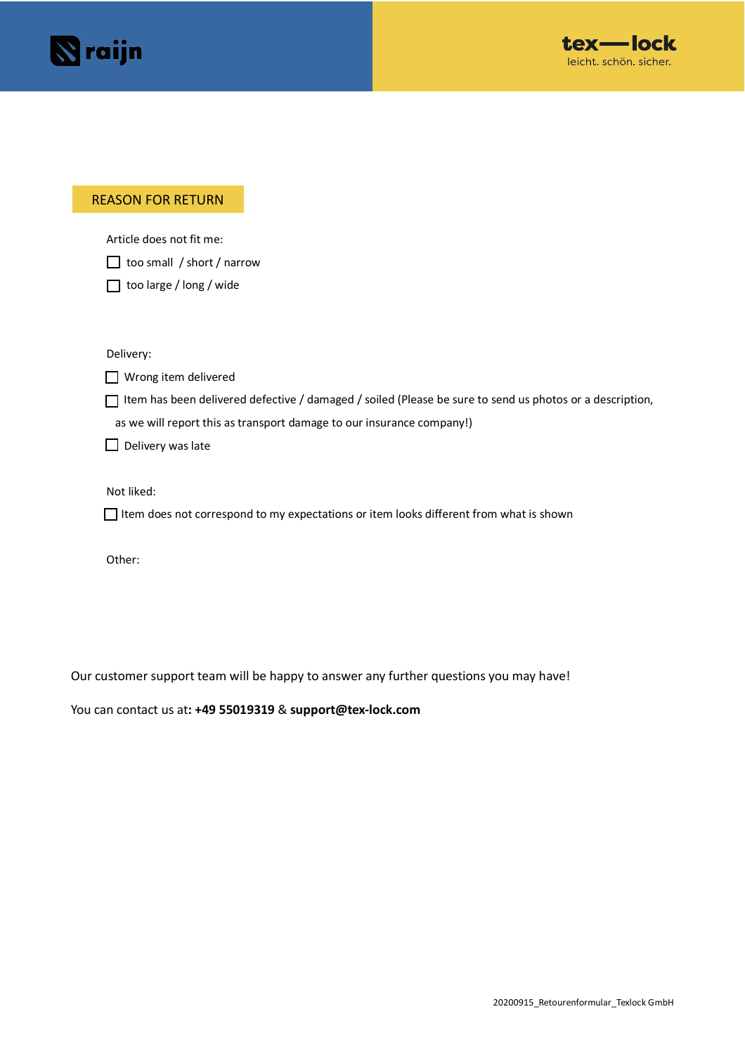## REASON FOR RETURN

Article does not fit me:

- [ ] too small / short / narrow
- [ ] too large / long / wide

Delivery:

- [ ] Wrong item delivered
- [ ] Item has been delivered defective / damaged / soiled (Please be sure to send us photos or a description, as we will report this as transport damage to our insurance company!)
- [ ] Delivery was late

Not liked:

- [ ] Item does not correspond to my expectations or item looks different from what is shown

Other:

Our customer support team will be happy to answer any further questions you may have!

You can contact us at**: +49 55019319** & **support@tex-lock.com**

20200915_Retourenformular_Texlock GmbH